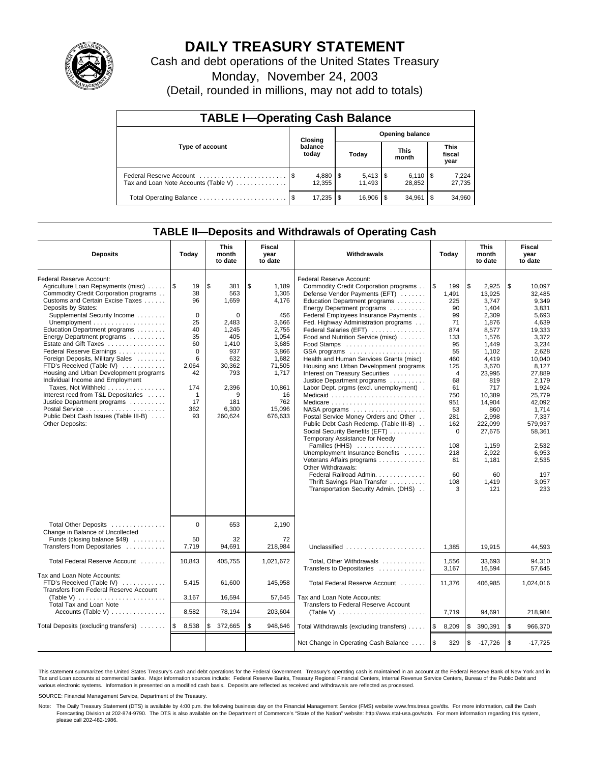# DAILY TREASURY STATEMENT

Cash and debt operations of the United States Treasury

Monday, November 24, 2003

(Detail, rounded in millions, may not add to totals)

## TABLE I—Operating Cash Balance

| Type of account | Closing balance today | Opening balance Today | Opening balance This month | Opening balance This fiscal year |
|---|---|---|---|---|
| Federal Reserve Account | $ 4,880 | $ 5,413 | $ 6,110 | $ 7,224 |
| Tax and Loan Note Accounts (Table V) | 12,355 | 11,493 | 28,852 | 27,735 |
| Total Operating Balance | $ 17,235 | $ 16,906 | $ 34,961 | $ 34,960 |

## TABLE II—Deposits and Withdrawals of Operating Cash

| Deposits | Today | This month to date | Fiscal year to date | Withdrawals | Today | This month to date | Fiscal year to date |
|---|---|---|---|---|---|---|---|
| Federal Reserve Account: | | | | Federal Reserve Account: | | | |
| Agriculture Loan Repayments (misc) | $ 19 | $ 381 | $ 1,189 | Commodity Credit Corporation programs | $ 199 | $ 2,925 | $ 10,097 |
| Commodity Credit Corporation programs | 38 | 563 | 1,305 | Defense Vendor Payments (EFT) | 1,491 | 13,925 | 32,485 |
| Customs and Certain Excise Taxes | 96 | 1,659 | 4,176 | Education Department programs | 225 | 3,747 | 9,349 |
| Deposits by States: | | | | Energy Department programs | 90 | 1,404 | 3,831 |
| Supplemental Security Income | 0 | 0 | 456 | Federal Employees Insurance Payments | 99 | 2,309 | 5,693 |
| Unemployment | 25 | 2,483 | 3,666 | Fed. Highway Administration programs | 71 | 1,876 | 4,639 |
| Education Department programs | 40 | 1,245 | 2,755 | Federal Salaries (EFT) | 874 | 8,577 | 19,333 |
| Energy Department programs | 35 | 405 | 1,054 | Food and Nutrition Service (misc) | 133 | 1,576 | 3,372 |
| Estate and Gift Taxes | 60 | 1,410 | 3,685 | Food Stamps | 95 | 1,449 | 3,234 |
| Federal Reserve Earnings | 0 | 937 | 3,866 | GSA programs | 55 | 1,102 | 2,628 |
| Foreign Deposits, Military Sales | 6 | 632 | 1,682 | Health and Human Services Grants (misc) | 460 | 4,419 | 10,040 |
| FTD's Received (Table IV) | 2,064 | 30,362 | 71,505 | Housing and Urban Development programs | 125 | 3,670 | 8,127 |
| Housing and Urban Development programs | 42 | 793 | 1,717 | Interest on Treasury Securities | 4 | 23,995 | 27,889 |
| Individual Income and Employment | | | | Justice Department programs | 68 | 819 | 2,179 |
| Taxes, Not Withheld | 174 | 2,396 | 10,861 | Labor Dept. prgms (excl. unemployment) | 61 | 717 | 1,924 |
| Interest recd from T&L Depositaries | 1 | 9 | 16 | Medicaid | 750 | 10,389 | 25,779 |
| Justice Department programs | 17 | 181 | 762 | Medicare | 951 | 14,904 | 42,092 |
| Postal Service | 362 | 6,300 | 15,096 | NASA programs | 53 | 860 | 1,714 |
| Public Debt Cash Issues (Table III-B) | 93 | 260,624 | 676,633 | Postal Service Money Orders and Other | 281 | 2,998 | 7,337 |
| Other Deposits: | | | | Public Debt Cash Redemp. (Table III-B) | 162 | 222,099 | 579,937 |
| | | | | Social Security Benefits (EFT) | 0 | 27,675 | 58,361 |
| | | | | Temporary Assistance for Needy Families (HHS) | 108 | 1,159 | 2,532 |
| | | | | Unemployment Insurance Benefits | 218 | 2,922 | 6,953 |
| | | | | Veterans Affairs programs | 81 | 1,181 | 2,535 |
| | | | | Other Withdrawals: | | | |
| | | | | Federal Railroad Admin. | 60 | 60 | 197 |
| | | | | Thrift Savings Plan Transfer | 108 | 1,419 | 3,057 |
| | | | | Transportation Security Admin. (DHS) | 3 | 121 | 233 |
| Total Other Deposits | 0 | 653 | 2,190 | | | | |
| Change in Balance of Uncollected Funds (closing balance $49) | 50 | 32 | 72 | | | | |
| Transfers from Depositaries | 7,719 | 94,691 | 218,984 | Unclassified | 1,385 | 19,915 | 44,593 |
| Total Federal Reserve Account | 10,843 | 405,755 | 1,021,672 | Total, Other Withdrawals | 1,556 | 33,693 | 94,310 |
| | | | | Transfers to Depositaries | 3,167 | 16,594 | 57,645 |
| Tax and Loan Note Accounts: | | | | | | | |
| FTD's Received (Table IV) | 5,415 | 61,600 | 145,958 | Total Federal Reserve Account | 11,376 | 406,985 | 1,024,016 |
| Transfers from Federal Reserve Account (Table V) | 3,167 | 16,594 | 57,645 | Tax and Loan Note Accounts: | | | |
| Total Tax and Loan Note Accounts (Table V) | 8,582 | 78,194 | 203,604 | Transfers to Federal Reserve Account (Table V) | 7,719 | 94,691 | 218,984 |
| Total Deposits (excluding transfers) | $ 8,538 | $ 372,665 | $ 948,646 | Total Withdrawals (excluding transfers) | $ 8,209 | $ 390,391 | $ 966,370 |
| | | | | Net Change in Operating Cash Balance | $ 329 | $ -17,726 | $ -17,725 |

This statement summarizes the United States Treasury's cash and debt operations for the Federal Government. Treasury's operating cash is maintained in an account at the Federal Reserve Bank of New York and in Tax and Loan accounts at commercial banks. Major information sources include: Federal Reserve Banks, Treasury Regional Financial Centers, Internal Revenue Service Centers, Bureau of the Public Debt and various electronic systems. Information is presented on a modified cash basis. Deposits are reflected as received and withdrawals are reflected as processed.

SOURCE: Financial Management Service, Department of the Treasury.

Note: The Daily Treasury Statement (DTS) is available by 4:00 p.m. the following business day on the Financial Management Service (FMS) website www.fms.treas.gov/dts. For more information, call the Cash Forecasting Division at 202-874-9790. The DTS is also available on the Department of Commerce's "State of the Nation" website: http://www.stat-usa.gov/sotn. For more information regarding this system, please call 202-482-1986.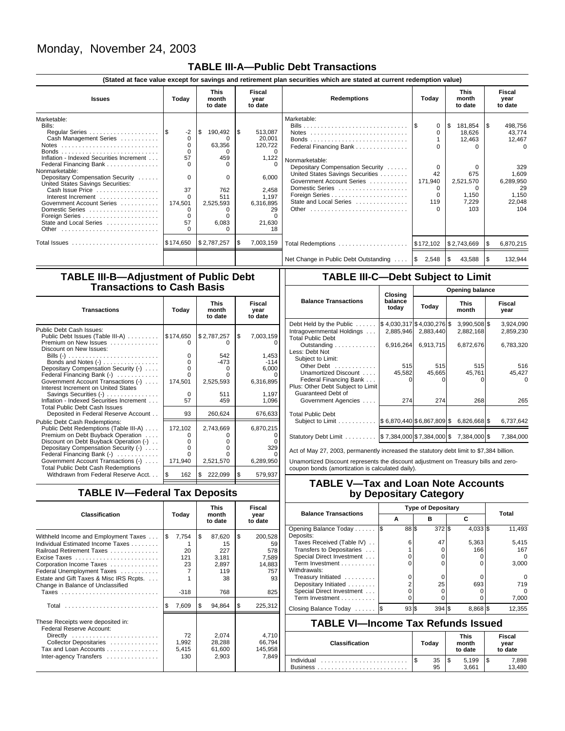Monday, November 24, 2003

## TABLE III-A—Public Debt Transactions

(Stated at face value except for savings and retirement plan securities which are stated at current redemption value)

| Issues | Today | This month to date | Fiscal year to date |
|---|---|---|---|
| Marketable: | | | |
| Bills: | | | |
| Regular Series | $ -2 | $ 190,492 | $ 513,087 |
| Cash Management Series | 0 | 0 | 20,001 |
| Notes | 0 | 63,356 | 120,722 |
| Bonds | 0 | 0 | 0 |
| Inflation - Indexed Securities Increment | 57 | 459 | 1,122 |
| Federal Financing Bank | 0 | 0 | 0 |
| Nonmarketable: | | | |
| Depositary Compensation Security | 0 | 0 | 6,000 |
| United States Savings Securities: | | | |
| Cash Issue Price | 37 | 762 | 2,458 |
| Interest Increment | 0 | 511 | 1,197 |
| Government Account Series | 174,501 | 2,525,593 | 6,316,895 |
| Domestic Series | 0 | 0 | 29 |
| Foreign Series | 0 | 0 | 0 |
| State and Local Series | 57 | 6,083 | 21,630 |
| Other | 0 | 0 | 18 |
| Total Issues | $174,650 | $2,787,257 | $ 7,003,159 |

| Redemptions | Today | This month to date | Fiscal year to date |
|---|---|---|---|
| Marketable: | | | |
| Bills | $ 0 | $ 181,854 | $ 498,756 |
| Notes | 0 | 18,626 | 43,774 |
| Bonds | 1 | 12,463 | 12,467 |
| Federal Financing Bank | 0 | 0 | 0 |
| Nonmarketable: | | | |
| Depositary Compensation Security | 0 | 0 | 329 |
| United States Savings Securities | 42 | 675 | 1,609 |
| Government Account Series | 171,940 | 2,521,570 | 6,289,950 |
| Domestic Series | 0 | 0 | 29 |
| Foreign Series | 0 | 1,150 | 1,150 |
| State and Local Series | 119 | 7,229 | 22,048 |
| Other | 0 | 103 | 104 |
| Total Redemptions | $172,102 | $2,743,669 | $ 6,870,215 |
| Net Change in Public Debt Outstanding | $ 2,548 | $ 43,588 | $ 132,944 |

## TABLE III-B—Adjustment of Public Debt Transactions to Cash Basis

| Transactions | Today | This month to date | Fiscal year to date |
|---|---|---|---|
| Public Debt Cash Issues: | | | |
| Public Debt Issues (Table III-A) | $174,650 | $2,787,257 | $ 7,003,159 |
| Premium on New Issues | 0 | 0 | 0 |
| Discount on New Issues: | | | |
| Bills (-) | 0 | 542 | 1,453 |
| Bonds and Notes (-) | 0 | -473 | -114 |
| Depositary Compensation Security (-) | 0 | 0 | 6,000 |
| Federal Financing Bank (-) | 0 | 0 | 0 |
| Government Account Transactions (-) | 174,501 | 2,525,593 | 6,316,895 |
| Interest Increment on United States Savings Securities (-) | 0 | 511 | 1,197 |
| Inflation - Indexed Securities Increment | 57 | 459 | 1,096 |
| Total Public Debt Cash Issues Deposited in Federal Reserve Account | 93 | 260,624 | 676,633 |
| Public Debt Cash Redemptions: | | | |
| Public Debt Redemptions (Table III-A) | 172,102 | 2,743,669 | 6,870,215 |
| Premium on Debt Buyback Operation | 0 | 0 | 0 |
| Discount on Debt Buyback Operation (-) | 0 | 0 | 0 |
| Depositary Compensation Security (-) | 0 | 0 | 329 |
| Federal Financing Bank (-) | 0 | 0 | 0 |
| Government Account Transactions (-) | 171,940 | 2,521,570 | 6,289,950 |
| Total Public Debt Cash Redemptions Withdrawn from Federal Reserve Acct. | $ 162 | $ 222,099 | $ 579,937 |

## TABLE III-C—Debt Subject to Limit

| Balance Transactions | Closing balance today | Opening balance Today | Opening balance This month | Opening balance Fiscal year |
|---|---|---|---|---|
| Debt Held by the Public | $ 4,030,317 | $ 4,030,276 | $ 3,990,508 | $ 3,924,090 |
| Intragovernmental Holdings | 2,885,946 | 2,883,440 | 2,882,168 | 2,859,230 |
| Total Public Debt Outstanding | 6,916,264 | 6,913,715 | 6,872,676 | 6,783,320 |
| Less: Debt Not Subject to Limit: | | | | |
| Other Debt | 515 | 515 | 515 | 516 |
| Unamortized Discount | 45,582 | 45,665 | 45,761 | 45,427 |
| Federal Financing Bank | 0 | 0 | 0 | 0 |
| Plus: Other Debt Subject to Limit Guaranteed Debt of Government Agencies | 274 | 274 | 268 | 265 |
| Total Public Debt Subject to Limit | $ 6,870,440 | $ 6,867,809 | $ 6,826,668 | $ 6,737,642 |
| Statutory Debt Limit | $ 7,384,000 | $ 7,384,000 | $ 7,384,000 | $ 7,384,000 |

Act of May 27, 2003, permanently increased the statutory debt limit to $7,384 billion.

Unamortized Discount represents the discount adjustment on Treasury bills and zero-coupon bonds (amortization is calculated daily).

## TABLE IV—Federal Tax Deposits

| Classification | Today | This month to date | Fiscal year to date |
|---|---|---|---|
| Withheld Income and Employment Taxes | $ 7,754 | $ 87,620 | $ 200,528 |
| Individual Estimated Income Taxes | 1 | 15 | 59 |
| Railroad Retirement Taxes | 20 | 227 | 578 |
| Excise Taxes | 121 | 3,181 | 7,589 |
| Corporation Income Taxes | 23 | 2,897 | 14,883 |
| Federal Unemployment Taxes | 7 | 119 | 757 |
| Estate and Gift Taxes & Misc IRS Rcpts. | 1 | 38 | 93 |
| Change in Balance of Unclassified Taxes | -318 | 768 | 825 |
| Total | $ 7,609 | $ 94,864 | $ 225,312 |
| These Receipts were deposited in: | | | |
| Federal Reserve Account: | | | |
| Directly | 72 | 2,074 | 4,710 |
| Collector Depositaries | 1,992 | 28,288 | 66,794 |
| Tax and Loan Accounts | 5,415 | 61,600 | 145,958 |
| Inter-agency Transfers | 130 | 2,903 | 7,849 |

## TABLE V—Tax and Loan Note Accounts by Depositary Category

| Balance Transactions | Type of Depositary A | B | C | Total |
|---|---|---|---|---|
| Opening Balance Today | $ 88 | $ 372 | $ 4,033 | $ 11,493 |
| Deposits: | | | | |
| Taxes Received (Table IV) | 6 | 47 | 5,363 | 5,415 |
| Transfers to Depositaries | 1 | 0 | 166 | 167 |
| Special Direct Investment | 0 | 0 | 0 | 0 |
| Term Investment | 0 | 0 | 0 | 3,000 |
| Withdrawals: | | | | |
| Treasury Initiated | 0 | 0 | 0 | 0 |
| Depositary Initiated | 2 | 25 | 693 | 719 |
| Special Direct Investment | 0 | 0 | 0 | 0 |
| Term Investment | 0 | 0 | 0 | 7,000 |
| Closing Balance Today | $ 93 | $ 394 | $ 8,868 | $ 12,355 |

## TABLE VI—Income Tax Refunds Issued

| Classification | Today | This month to date | Fiscal year to date |
|---|---|---|---|
| Individual | $ 35 | $ 5,199 | $ 7,898 |
| Business | 95 | 3,661 | 13,480 |